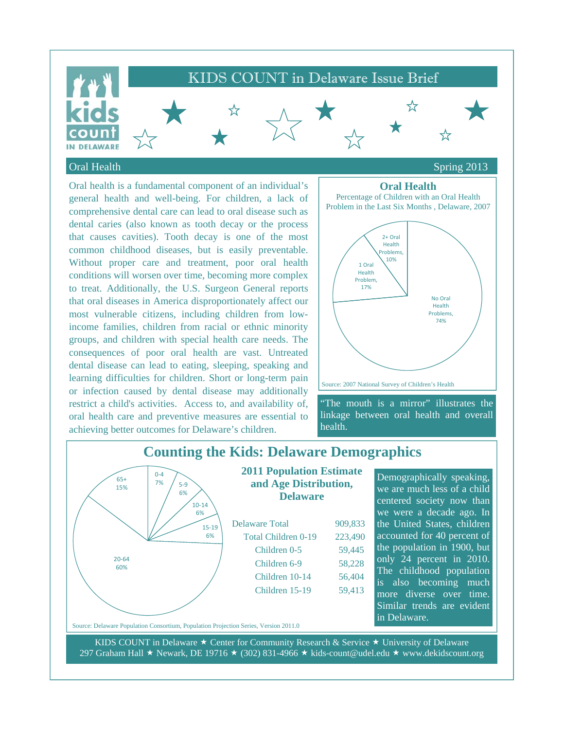# KIDS COUNT in Delaware Issue Brief

## Oral Health

Spring 2013

Oral health is a fundamental component of an individual's general health and well-being. For children, a lack of comprehensive dental care can lead to oral disease such as dental caries (also known as tooth decay or the process that causes cavities). Tooth decay is one of the most common childhood diseases, but is easily preventable. Without proper care and treatment, poor oral health conditions will worsen over time, becoming more complex to treat. Additionally, the U.S. Surgeon General reports that oral diseases in America disproportionately affect our most vulnerable citizens, including children from low-income families, children from racial or ethnic minority groups, and children with special health care needs. The consequences of poor oral health are vast. Untreated dental disease can lead to eating, sleeping, speaking and learning difficulties for children. Short or long-term pain or infection caused by dental disease may additionally restrict a child's activities. Access to, and availability of, oral health care and preventive measures are essential to achieving better outcomes for Delaware's children.

**Oral Health**

Percentage of Children with an Oral Health Problem in the Last Six Months , Delaware, 2007

| Category | Percent |
|---|---|
| No Oral Health Problems | 74% |
| 1 Oral Health Problem | 17% |
| 2+ Oral Health Problems | 10% |

Source: 2007 National Survey of Children's Health

"The mouth is a mirror" illustrates the linkage between oral health and overall health.

## Counting the Kids: Delaware Demographics

| Age | Percent |
|---|---|
| 0-4 | 7% |
| 5-9 | 6% |
| 10-14 | 6% |
| 15-19 | 6% |
| 20-64 | 60% |
| 65+ | 15% |

**2011 Population Estimate and Age Distribution, Delaware**

| | |
|---|---|
| Delaware Total | 909,833 |
| Total Children 0-19 | 223,490 |
| Children 0-5 | 59,445 |
| Children 6-9 | 58,228 |
| Children 10-14 | 56,404 |
| Children 15-19 | 59,413 |

Source: Delaware Population Consortium, Population Projection Series, Version 2011.0

Demographically speaking, we are much less of a child centered society now than we were a decade ago. In the United States, children accounted for 40 percent of the population in 1900, but only 24 percent in 2010. The childhood population is also becoming much more diverse over time. Similar trends are evident in Delaware.

KIDS COUNT in Delaware ★ Center for Community Research & Service ★ University of Delaware
297 Graham Hall ★ Newark, DE 19716 ★ (302) 831-4966 ★ kids-count@udel.edu ★ www.dekidscount.org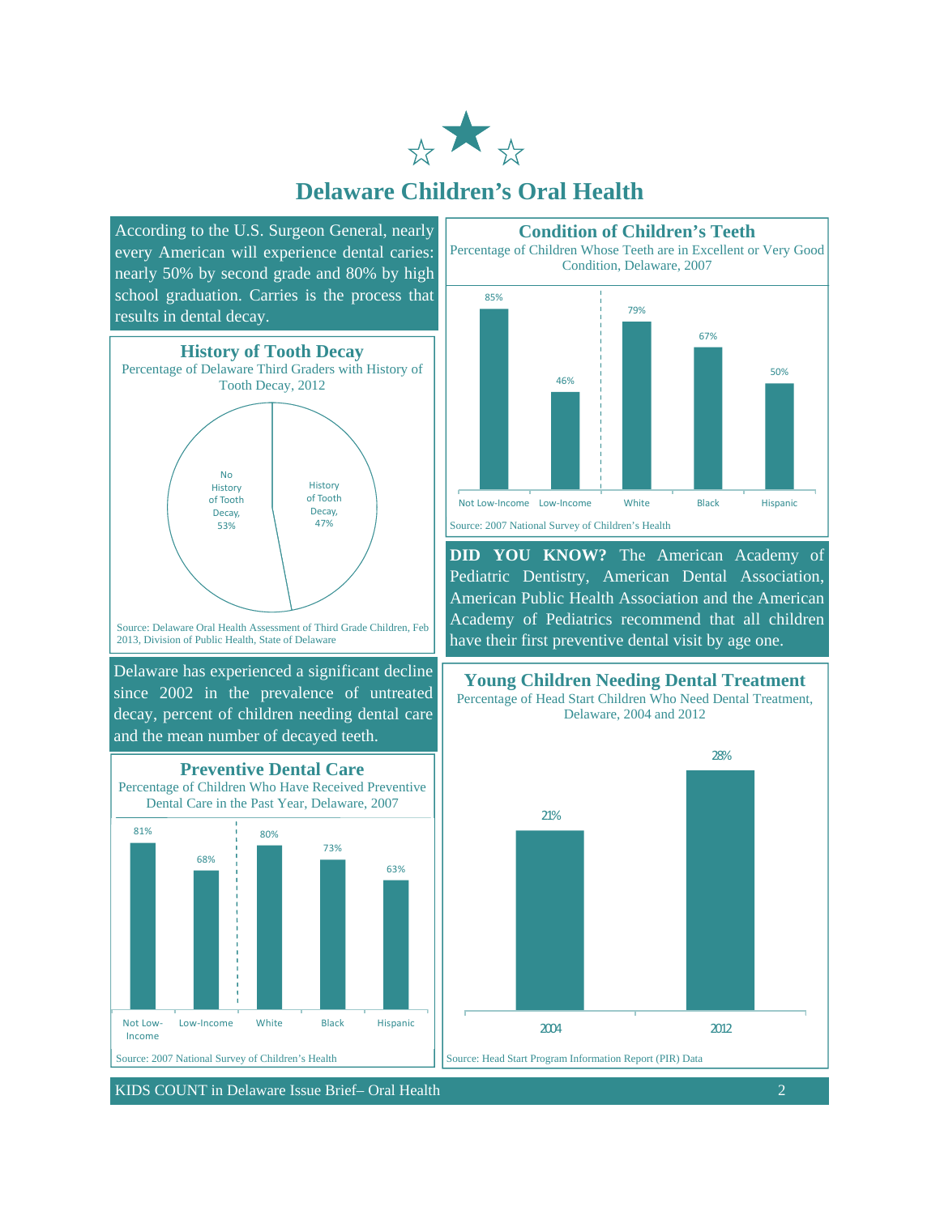# Delaware Children's Oral Health

According to the U.S. Surgeon General, nearly every American will experience dental caries: nearly 50% by second grade and 80% by high school graduation. Carries is the process that results in dental decay.

## History of Tooth Decay

Percentage of Delaware Third Graders with History of Tooth Decay, 2012

| Category | Percentage |
|---|---|
| No History of Tooth Decay | 53% |
| History of Tooth Decay | 47% |

Source: Delaware Oral Health Assessment of Third Grade Children, Feb 2013, Division of Public Health, State of Delaware

Delaware has experienced a significant decline since 2002 in the prevalence of untreated decay, percent of children needing dental care and the mean number of decayed teeth.

## Preventive Dental Care

Percentage of Children Who Have Received Preventive Dental Care in the Past Year, Delaware, 2007

| Not Low-Income | Low-Income | White | Black | Hispanic |
|---|---|---|---|---|
| 81% | 68% | 80% | 73% | 63% |

Source: 2007 National Survey of Children's Health

## Condition of Children's Teeth

Percentage of Children Whose Teeth are in Excellent or Very Good Condition, Delaware, 2007

| Not Low-Income | Low-Income | White | Black | Hispanic |
|---|---|---|---|---|
| 85% | 46% | 79% | 67% | 50% |

Source: 2007 National Survey of Children's Health

**DID YOU KNOW?** The American Academy of Pediatric Dentistry, American Dental Association, American Public Health Association and the American Academy of Pediatrics recommend that all children have their first preventive dental visit by age one.

## Young Children Needing Dental Treatment

Percentage of Head Start Children Who Need Dental Treatment, Delaware, 2004 and 2012

| 2004 | 2012 |
|---|---|
| 21% | 28% |

Source: Head Start Program Information Report (PIR) Data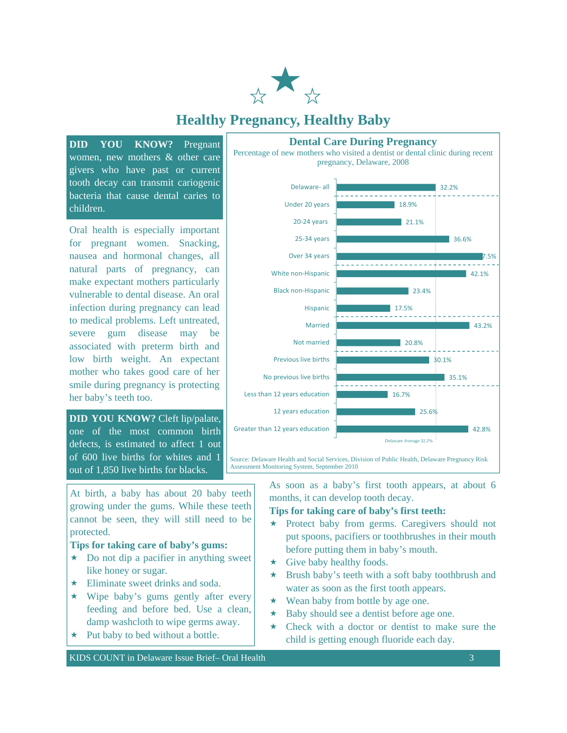# Healthy Pregnancy, Healthy Baby

**DID YOU KNOW?** Pregnant women, new mothers & other care givers who have past or current tooth decay can transmit cariogenic bacteria that cause dental caries to children.

Oral health is especially important for pregnant women. Snacking, nausea and hormonal changes, all natural parts of pregnancy, can make expectant mothers particularly vulnerable to dental disease. An oral infection during pregnancy can lead to medical problems. Left untreated, severe gum disease may be associated with preterm birth and low birth weight. An expectant mother who takes good care of her smile during pregnancy is protecting her baby's teeth too.

**DID YOU KNOW?** Cleft lip/palate, one of the most common birth defects, is estimated to affect 1 out of 600 live births for whites and 1 out of 1,850 live births for blacks.

## Dental Care During Pregnancy

Percentage of new mothers who visited a dentist or dental clinic during recent pregnancy, Delaware, 2008

| Group | Percentage |
|---|---|
| Delaware- all | 32.2% |
| Under 20 years | 18.9% |
| 20-24 years | 21.1% |
| 25-34 years | 36.6% |
| Over 34 years | 47.5% |
| White non-Hispanic | 42.1% |
| Black non-Hispanic | 23.4% |
| Hispanic | 17.5% |
| Married | 43.2% |
| Not married | 20.8% |
| Previous live births | 30.1% |
| No previous live births | 35.1% |
| Less than 12 years education | 16.7% |
| 12 years education | 25.6% |
| Greater than 12 years education | 42.8% |

Delaware Average 32.2%

Source: Delaware Health and Social Services, Division of Public Health, Delaware Pregnancy Risk Assessment Monitoring System, September 2010

At birth, a baby has about 20 baby teeth growing under the gums. While these teeth cannot be seen, they will still need to be protected.

**Tips for taking care of baby's gums:**

- Do not dip a pacifier in anything sweet like honey or sugar.
- Eliminate sweet drinks and soda.
- Wipe baby's gums gently after every feeding and before bed. Use a clean, damp washcloth to wipe germs away.
- Put baby to bed without a bottle.

As soon as a baby's first tooth appears, at about 6 months, it can develop tooth decay.

**Tips for taking care of baby's first teeth:**

- Protect baby from germs. Caregivers should not put spoons, pacifiers or toothbrushes in their mouth before putting them in baby's mouth.
- Give baby healthy foods.
- Brush baby's teeth with a soft baby toothbrush and water as soon as the first tooth appears.
- Wean baby from bottle by age one.
- Baby should see a dentist before age one.
- Check with a doctor or dentist to make sure the child is getting enough fluoride each day.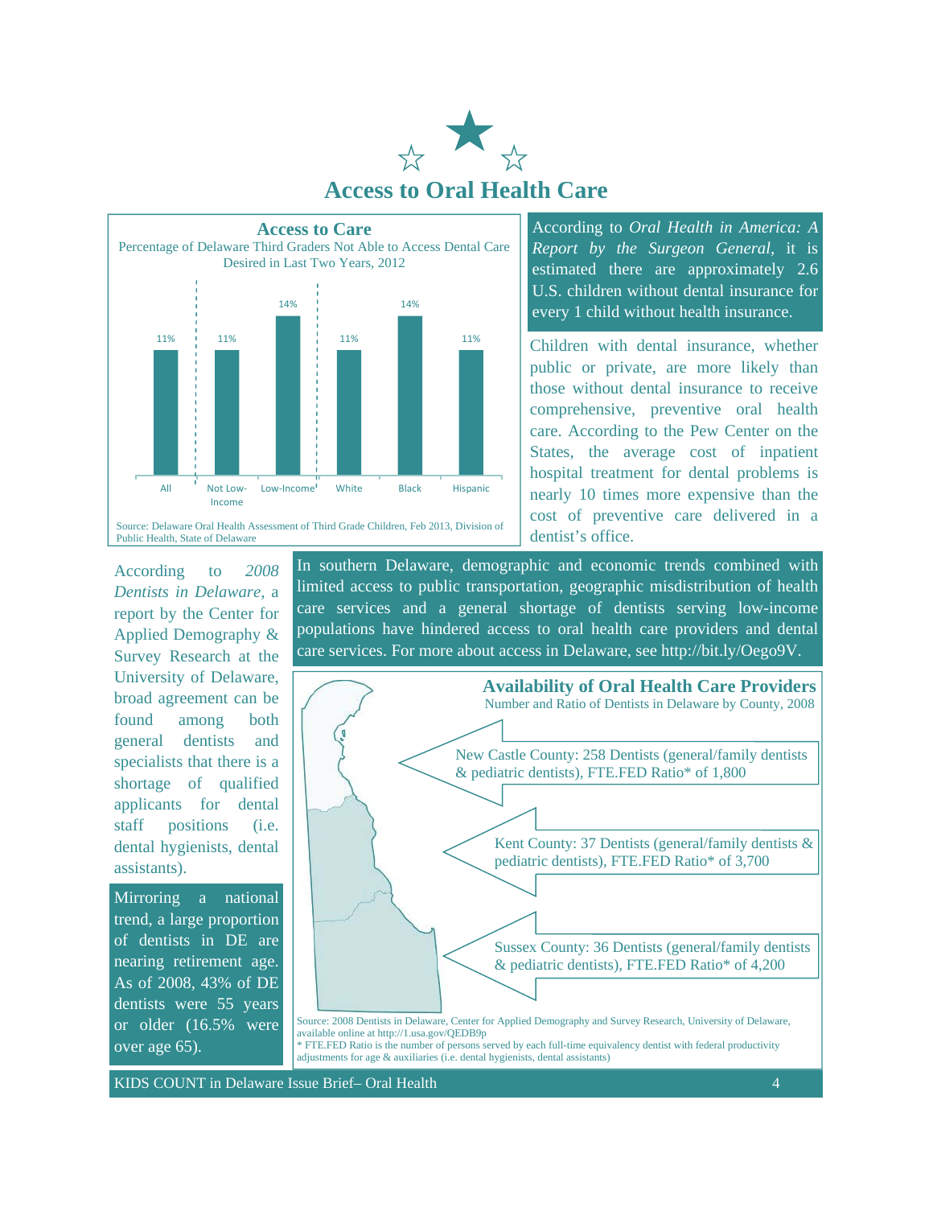# Access to Oral Health Care

**Access to Care**

Percentage of Delaware Third Graders Not Able to Access Dental Care Desired in Last Two Years, 2012

| All | Not Low-Income | Low-Income | White | Black | Hispanic |
|---|---|---|---|---|---|
| 11% | 11% | 14% | 11% | 14% | 11% |

Source: Delaware Oral Health Assessment of Third Grade Children, Feb 2013, Division of Public Health, State of Delaware

According to *Oral Health in America: A Report by the Surgeon General*, it is estimated there are approximately 2.6 U.S. children without dental insurance for every 1 child without health insurance.

Children with dental insurance, whether public or private, are more likely than those without dental insurance to receive comprehensive, preventive oral health care. According to the Pew Center on the States, the average cost of inpatient hospital treatment for dental problems is nearly 10 times more expensive than the cost of preventive care delivered in a dentist's office.

According to *2008 Dentists in Delaware*, a report by the Center for Applied Demography & Survey Research at the University of Delaware, broad agreement can be found among both general dentists and specialists that there is a shortage of qualified applicants for dental staff positions (i.e. dental hygienists, dental assistants).

Mirroring a national trend, a large proportion of dentists in DE are nearing retirement age. As of 2008, 43% of DE dentists were 55 years or older (16.5% were over age 65).

In southern Delaware, demographic and economic trends combined with limited access to public transportation, geographic misdistribution of health care services and a general shortage of dentists serving low-income populations have hindered access to oral health care providers and dental care services. For more about access in Delaware, see http://bit.ly/Oego9V.

**Availability of Oral Health Care Providers**

Number and Ratio of Dentists in Delaware by County, 2008

- New Castle County: 258 Dentists (general/family dentists & pediatric dentists), FTE.FED Ratio* of 1,800
- Kent County: 37 Dentists (general/family dentists & pediatric dentists), FTE.FED Ratio* of 3,700
- Sussex County: 36 Dentists (general/family dentists & pediatric dentists), FTE.FED Ratio* of 4,200

Source: 2008 Dentists in Delaware, Center for Applied Demography and Survey Research, University of Delaware, available online at http://1.usa.gov/QEDB9p

* FTE.FED Ratio is the number of persons served by each full-time equivalency dentist with federal productivity adjustments for age & auxiliaries (i.e. dental hygienists, dental assistants)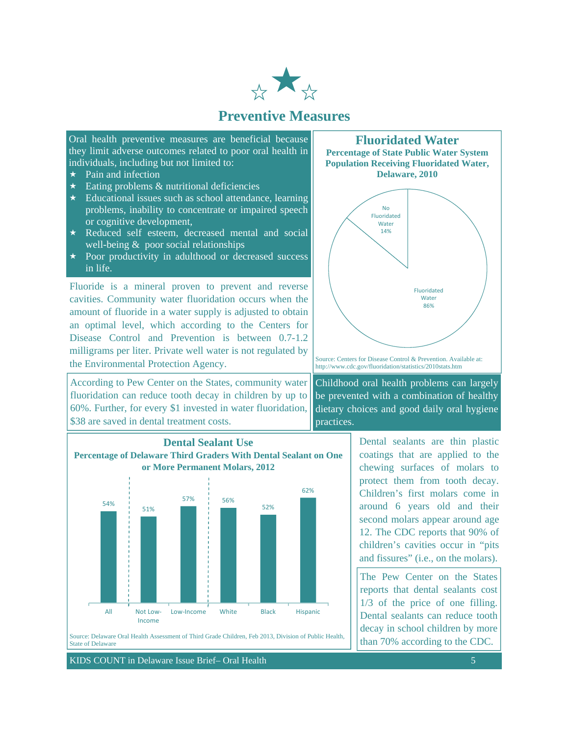# Preventive Measures

Oral health preventive measures are beneficial because they limit adverse outcomes related to poor oral health in individuals, including but not limited to:

- Pain and infection
- Eating problems & nutritional deficiencies
- Educational issues such as school attendance, learning problems, inability to concentrate or impaired speech or cognitive development,
- Reduced self esteem, decreased mental and social well-being & poor social relationships
- Poor productivity in adulthood or decreased success in life.

Fluoride is a mineral proven to prevent and reverse cavities. Community water fluoridation occurs when the amount of fluoride in a water supply is adjusted to obtain an optimal level, which according to the Centers for Disease Control and Prevention is between 0.7-1.2 milligrams per liter. Private well water is not regulated by the Environmental Protection Agency.

According to Pew Center on the States, community water fluoridation can reduce tooth decay in children by up to 60%. Further, for every $1 invested in water fluoridation, $38 are saved in dental treatment costs.

## Fluoridated Water

**Percentage of State Public Water System Population Receiving Fluoridated Water, Delaware, 2010**

| Category | Percentage |
|---|---|
| Fluoridated Water | 86% |
| No Fluoridated Water | 14% |

Source: Centers for Disease Control & Prevention. Available at: http://www.cdc.gov/fluoridation/statistics/2010stats.htm

Childhood oral health problems can largely be prevented with a combination of healthy dietary choices and good daily oral hygiene practices.

## Dental Sealant Use

**Percentage of Delaware Third Graders With Dental Sealant on One or More Permanent Molars, 2012**

| All | Not Low-Income | Low-Income | White | Black | Hispanic |
|---|---|---|---|---|---|
| 54% | 51% | 57% | 56% | 52% | 62% |

Source: Delaware Oral Health Assessment of Third Grade Children, Feb 2013, Division of Public Health, State of Delaware

Dental sealants are thin plastic coatings that are applied to the chewing surfaces of molars to protect them from tooth decay. Children's first molars come in around 6 years old and their second molars appear around age 12. The CDC reports that 90% of children's cavities occur in "pits and fissures" (i.e., on the molars).

The Pew Center on the States reports that dental sealants cost 1/3 of the price of one filling. Dental sealants can reduce tooth decay in school children by more than 70% according to the CDC.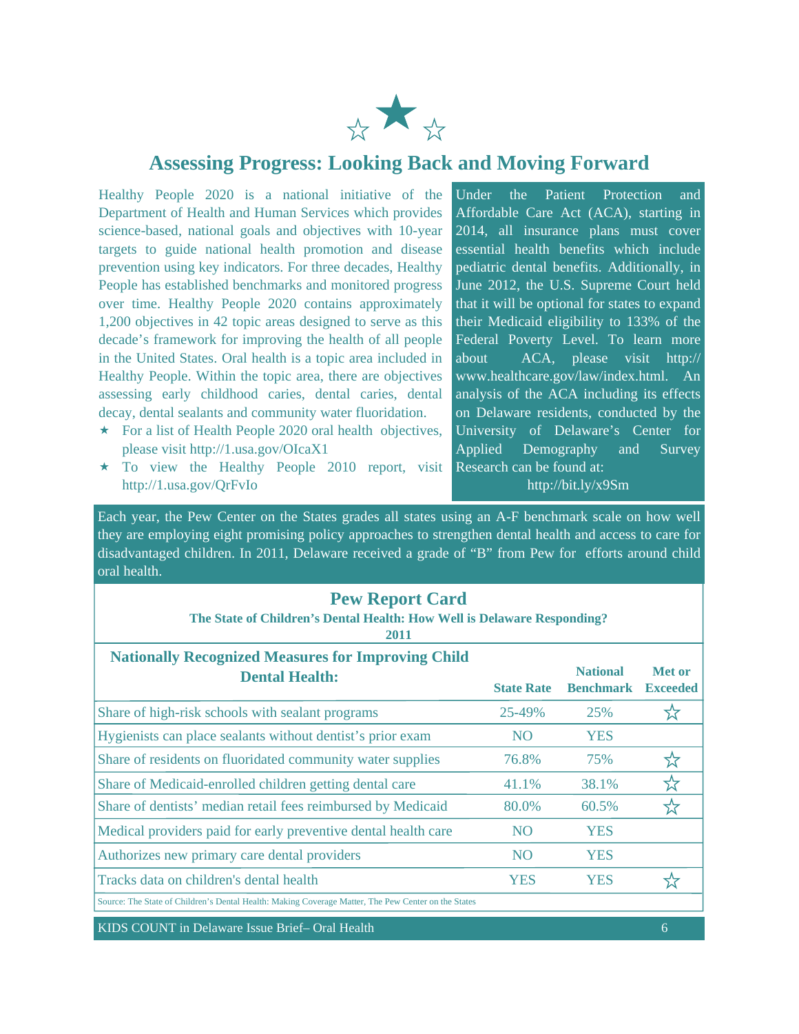# Assessing Progress: Looking Back and Moving Forward

Healthy People 2020 is a national initiative of the Department of Health and Human Services which provides science-based, national goals and objectives with 10-year targets to guide national health promotion and disease prevention using key indicators. For three decades, Healthy People has established benchmarks and monitored progress over time. Healthy People 2020 contains approximately 1,200 objectives in 42 topic areas designed to serve as this decade's framework for improving the health of all people in the United States. Oral health is a topic area included in Healthy People. Within the topic area, there are objectives assessing early childhood caries, dental caries, dental decay, dental sealants and community water fluoridation.

- For a list of Health People 2020 oral health objectives, please visit http://1.usa.gov/OIcaX1
- To view the Healthy People 2010 report, visit http://1.usa.gov/QrFvIo

Under the Patient Protection and Affordable Care Act (ACA), starting in 2014, all insurance plans must cover essential health benefits which include pediatric dental benefits. Additionally, in June 2012, the U.S. Supreme Court held that it will be optional for states to expand their Medicaid eligibility to 133% of the Federal Poverty Level. To learn more about ACA, please visit http://www.healthcare.gov/law/index.html. An analysis of the ACA including its effects on Delaware residents, conducted by the University of Delaware's Center for Applied Demography and Survey Research can be found at: http://bit.ly/x9Sm

Each year, the Pew Center on the States grades all states using an A-F benchmark scale on how well they are employing eight promising policy approaches to strengthen dental health and access to care for disadvantaged children. In 2011, Delaware received a grade of "B" from Pew for efforts around child oral health.

## Pew Report Card

**The State of Children's Dental Health: How Well is Delaware Responding? 2011**

| Nationally Recognized Measures for Improving Child Dental Health: | State Rate | National Benchmark | Met or Exceeded |
|---|---|---|---|
| Share of high-risk schools with sealant programs | 25-49% | 25% | ☆ |
| Hygienists can place sealants without dentist's prior exam | NO | YES | |
| Share of residents on fluoridated community water supplies | 76.8% | 75% | ☆ |
| Share of Medicaid-enrolled children getting dental care | 41.1% | 38.1% | ☆ |
| Share of dentists' median retail fees reimbursed by Medicaid | 80.0% | 60.5% | ☆ |
| Medical providers paid for early preventive dental health care | NO | YES | |
| Authorizes new primary care dental providers | NO | YES | |
| Tracks data on children's dental health | YES | YES | ☆ |

Source: The State of Children's Dental Health: Making Coverage Matter, The Pew Center on the States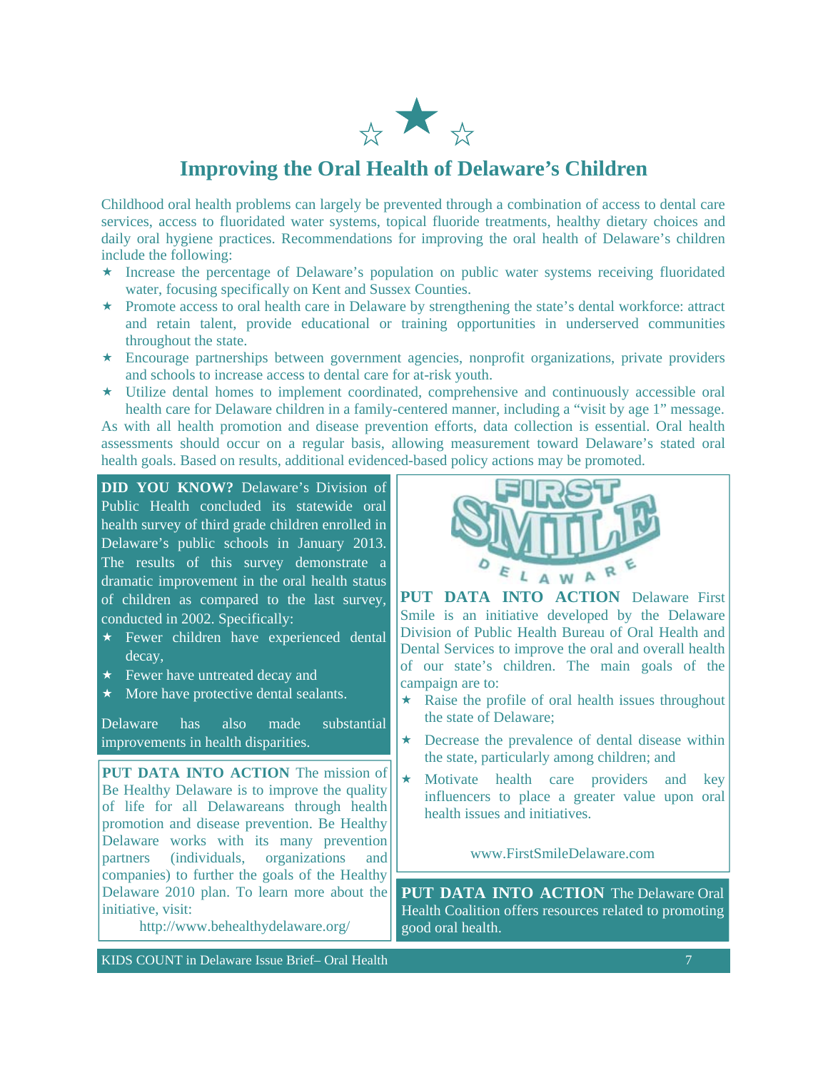# Improving the Oral Health of Delaware's Children

Childhood oral health problems can largely be prevented through a combination of access to dental care services, access to fluoridated water systems, topical fluoride treatments, healthy dietary choices and daily oral hygiene practices. Recommendations for improving the oral health of Delaware's children include the following:

- Increase the percentage of Delaware's population on public water systems receiving fluoridated water, focusing specifically on Kent and Sussex Counties.
- Promote access to oral health care in Delaware by strengthening the state's dental workforce: attract and retain talent, provide educational or training opportunities in underserved communities throughout the state.
- Encourage partnerships between government agencies, nonprofit organizations, private providers and schools to increase access to dental care for at-risk youth.
- Utilize dental homes to implement coordinated, comprehensive and continuously accessible oral health care for Delaware children in a family-centered manner, including a "visit by age 1" message.

As with all health promotion and disease prevention efforts, data collection is essential. Oral health assessments should occur on a regular basis, allowing measurement toward Delaware's stated oral health goals. Based on results, additional evidenced-based policy actions may be promoted.

**DID YOU KNOW?** Delaware's Division of Public Health concluded its statewide oral health survey of third grade children enrolled in Delaware's public schools in January 2013. The results of this survey demonstrate a dramatic improvement in the oral health status of children as compared to the last survey, conducted in 2002. Specifically:

- Fewer children have experienced dental decay,
- Fewer have untreated decay and
- More have protective dental sealants.

Delaware has also made substantial improvements in health disparities.

**PUT DATA INTO ACTION** The mission of Be Healthy Delaware is to improve the quality of life for all Delawareans through health promotion and disease prevention. Be Healthy Delaware works with its many prevention partners (individuals, organizations and companies) to further the goals of the Healthy Delaware 2010 plan. To learn more about the initiative, visit:

http://www.behealthydelaware.org/

FIRST SMILE DELAWARE

**PUT DATA INTO ACTION** Delaware First Smile is an initiative developed by the Delaware Division of Public Health Bureau of Oral Health and Dental Services to improve the oral and overall health of our state's children. The main goals of the campaign are to:

- Raise the profile of oral health issues throughout the state of Delaware;
- Decrease the prevalence of dental disease within the state, particularly among children; and
- Motivate health care providers and key influencers to place a greater value upon oral health issues and initiatives.

www.FirstSmileDelaware.com

**PUT DATA INTO ACTION** The Delaware Oral Health Coalition offers resources related to promoting good oral health.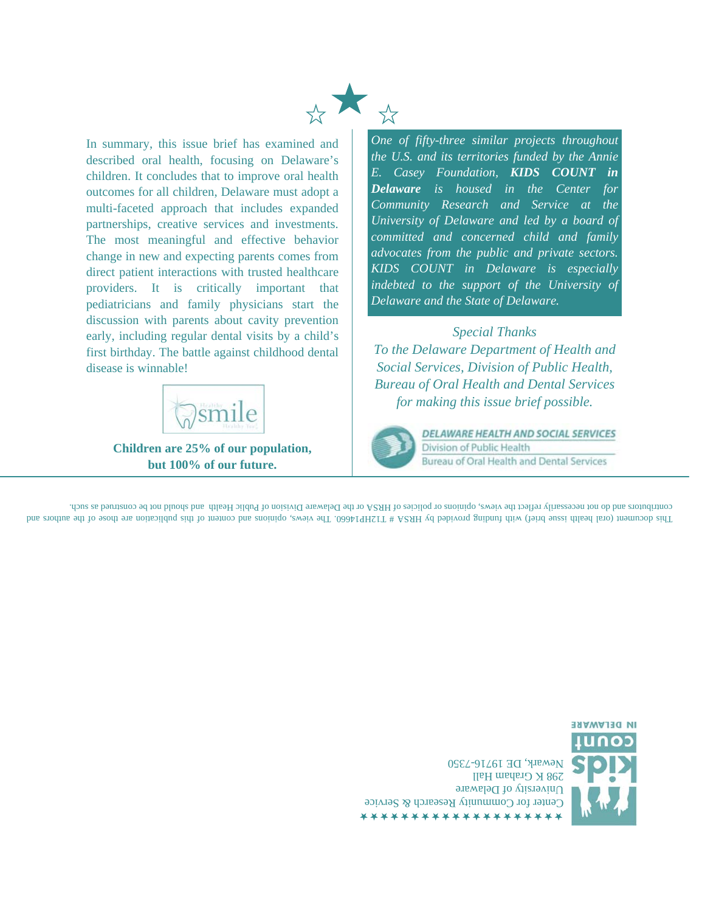In summary, this issue brief has examined and described oral health, focusing on Delaware's children. It concludes that to improve oral health outcomes for all children, Delaware must adopt a multi-faceted approach that includes expanded partnerships, creative services and investments. The most meaningful and effective behavior change in new and expecting parents comes from direct patient interactions with trusted healthcare providers. It is critically important that pediatricians and family physicians start the discussion with parents about cavity prevention early, including regular dental visits by a child's first birthday. The battle against childhood dental disease is winnable!

Healthy smile Healthy You!

**Children are 25% of our population, but 100% of our future.**

*One of fifty-three similar projects throughout the U.S. and its territories funded by the Annie E. Casey Foundation, **KIDS COUNT in Delaware** is housed in the Center for Community Research and Service at the University of Delaware and led by a board of committed and concerned child and family advocates from the public and private sectors. KIDS COUNT in Delaware is especially indebted to the support of the University of Delaware and the State of Delaware.*

*Special Thanks*

*To the Delaware Department of Health and Social Services, Division of Public Health, Bureau of Oral Health and Dental Services for making this issue brief possible.*

DELAWARE HEALTH AND SOCIAL SERVICES
Division of Public Health
Bureau of Oral Health and Dental Services

This document (oral health issue brief) with funding provided by HRSA # T12HP14660. The views, opinions and content of this publication are those of the authors and contributors and do not necessarily reflect the views, opinions or policies of HRSA or the Delaware Division of Public Health and should not be construed as such.

kids count IN DELAWARE

Center for Community Research & Service
University of Delaware
298 K Graham Hall
Newark, DE 19716-7350